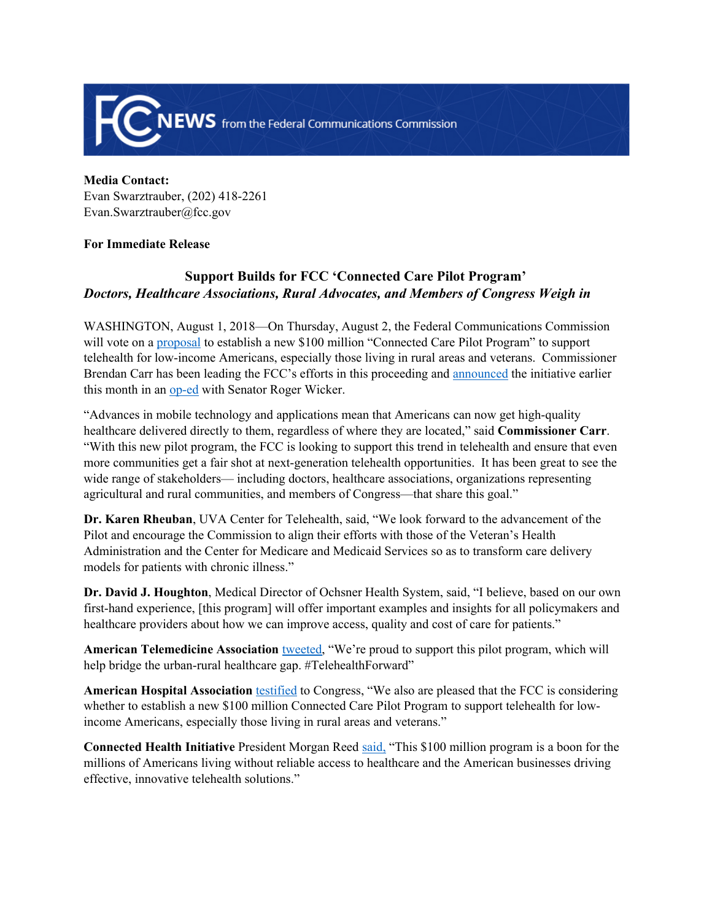**FCC NEWS** from the Federal Communications Commission

**Media Contact:**
Evan Swarztrauber, (202) 418-2261
Evan.Swarztrauber@fcc.gov

**For Immediate Release**

## Support Builds for FCC 'Connected Care Pilot Program'

***Doctors, Healthcare Associations, Rural Advocates, and Members of Congress Weigh in***

WASHINGTON, August 1, 2018—On Thursday, August 2, the Federal Communications Commission will vote on a proposal to establish a new $100 million "Connected Care Pilot Program" to support telehealth for low-income Americans, especially those living in rural areas and veterans. Commissioner Brendan Carr has been leading the FCC's efforts in this proceeding and announced the initiative earlier this month in an op-ed with Senator Roger Wicker.

"Advances in mobile technology and applications mean that Americans can now get high-quality healthcare delivered directly to them, regardless of where they are located," said **Commissioner Carr**. "With this new pilot program, the FCC is looking to support this trend in telehealth and ensure that even more communities get a fair shot at next-generation telehealth opportunities. It has been great to see the wide range of stakeholders— including doctors, healthcare associations, organizations representing agricultural and rural communities, and members of Congress—that share this goal."

**Dr. Karen Rheuban**, UVA Center for Telehealth, said, "We look forward to the advancement of the Pilot and encourage the Commission to align their efforts with those of the Veteran's Health Administration and the Center for Medicare and Medicaid Services so as to transform care delivery models for patients with chronic illness."

**Dr. David J. Houghton**, Medical Director of Ochsner Health System, said, "I believe, based on our own first-hand experience, [this program] will offer important examples and insights for all policymakers and healthcare providers about how we can improve access, quality and cost of care for patients."

**American Telemedicine Association** tweeted, "We're proud to support this pilot program, which will help bridge the urban-rural healthcare gap. #TelehealthForward"

**American Hospital Association** testified to Congress, "We also are pleased that the FCC is considering whether to establish a new $100 million Connected Care Pilot Program to support telehealth for low-income Americans, especially those living in rural areas and veterans."

**Connected Health Initiative** President Morgan Reed said, "This $100 million program is a boon for the millions of Americans living without reliable access to healthcare and the American businesses driving effective, innovative telehealth solutions."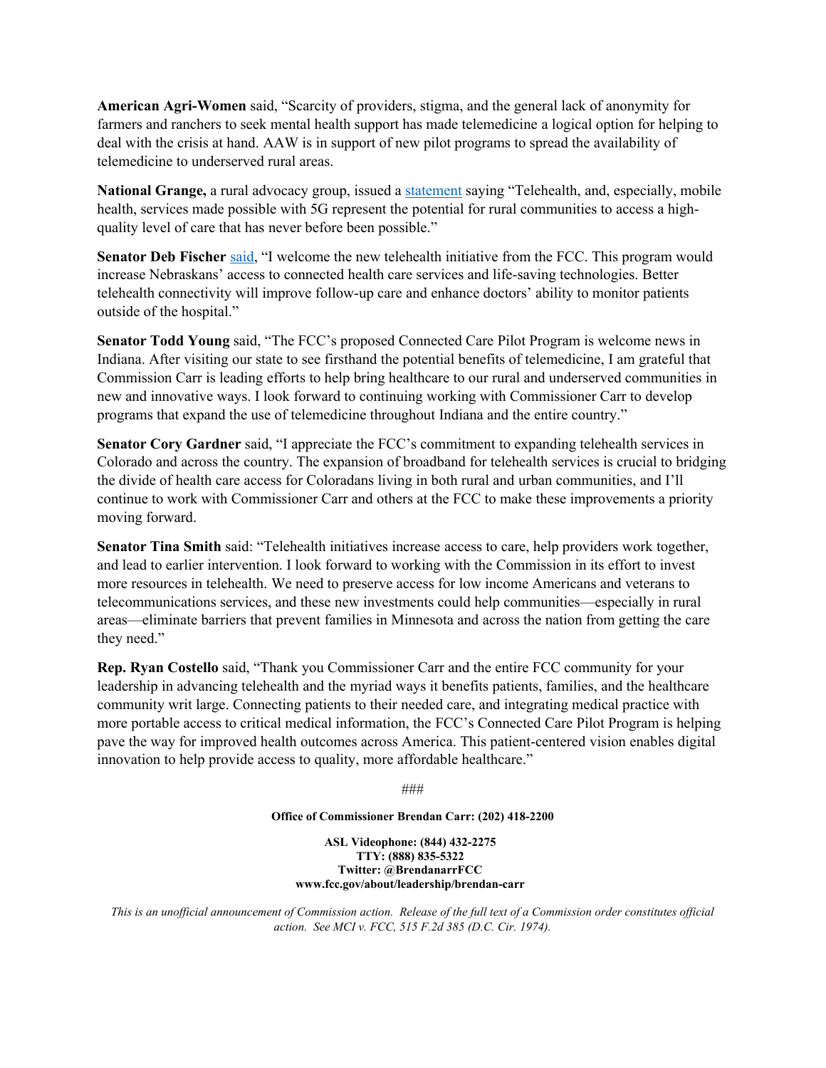**American Agri-Women** said, "Scarcity of providers, stigma, and the general lack of anonymity for farmers and ranchers to seek mental health support has made telemedicine a logical option for helping to deal with the crisis at hand. AAW is in support of new pilot programs to spread the availability of telemedicine to underserved rural areas.

**National Grange,** a rural advocacy group, issued a statement saying "Telehealth, and, especially, mobile health, services made possible with 5G represent the potential for rural communities to access a high-quality level of care that has never before been possible."

**Senator Deb Fischer** said, "I welcome the new telehealth initiative from the FCC. This program would increase Nebraskans' access to connected health care services and life-saving technologies. Better telehealth connectivity will improve follow-up care and enhance doctors' ability to monitor patients outside of the hospital."

**Senator Todd Young** said, "The FCC's proposed Connected Care Pilot Program is welcome news in Indiana. After visiting our state to see firsthand the potential benefits of telemedicine, I am grateful that Commission Carr is leading efforts to help bring healthcare to our rural and underserved communities in new and innovative ways. I look forward to continuing working with Commissioner Carr to develop programs that expand the use of telemedicine throughout Indiana and the entire country."

**Senator Cory Gardner** said, "I appreciate the FCC's commitment to expanding telehealth services in Colorado and across the country. The expansion of broadband for telehealth services is crucial to bridging the divide of health care access for Coloradans living in both rural and urban communities, and I'll continue to work with Commissioner Carr and others at the FCC to make these improvements a priority moving forward.

**Senator Tina Smith** said: "Telehealth initiatives increase access to care, help providers work together, and lead to earlier intervention. I look forward to working with the Commission in its effort to invest more resources in telehealth. We need to preserve access for low income Americans and veterans to telecommunications services, and these new investments could help communities—especially in rural areas—eliminate barriers that prevent families in Minnesota and across the nation from getting the care they need."

**Rep. Ryan Costello** said, "Thank you Commissioner Carr and the entire FCC community for your leadership in advancing telehealth and the myriad ways it benefits patients, families, and the healthcare community writ large. Connecting patients to their needed care, and integrating medical practice with more portable access to critical medical information, the FCC's Connected Care Pilot Program is helping pave the way for improved health outcomes across America. This patient-centered vision enables digital innovation to help provide access to quality, more affordable healthcare."

###

**Office of Commissioner Brendan Carr: (202) 418-2200**

**ASL Videophone: (844) 432-2275**
**TTY: (888) 835-5322**
**Twitter: @BrendanarrFCC**
**www.fcc.gov/about/leadership/brendan-carr**

*This is an unofficial announcement of Commission action. Release of the full text of a Commission order constitutes official action. See MCI v. FCC, 515 F.2d 385 (D.C. Cir. 1974).*